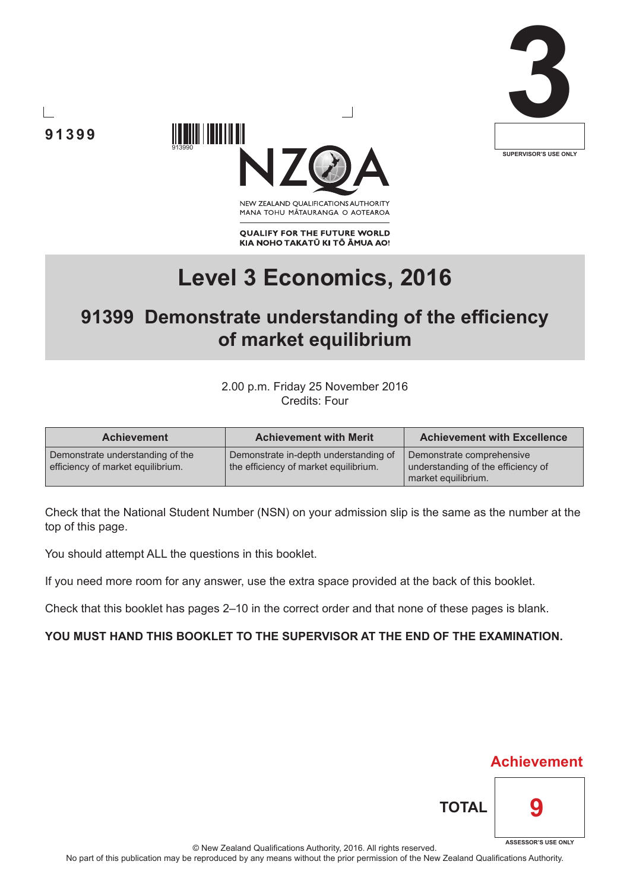91399

913990

**3**

SUPERVISOR'S USE ONLY

NEW ZEALAND QUALIFICATIONS AUTHORITY
MANA TOHU MĀTAURANGA O AOTEAROA

**QUALIFY FOR THE FUTURE WORLD**
**KIA NOHO TAKATŪ KI TŌ ĀMUA AO!**

# Level 3 Economics, 2016

## 91399 Demonstrate understanding of the efficiency of market equilibrium

2.00 p.m. Friday 25 November 2016
Credits: Four

| Achievement | Achievement with Merit | Achievement with Excellence |
|---|---|---|
| Demonstrate understanding of the efficiency of market equilibrium. | Demonstrate in-depth understanding of the efficiency of market equilibrium. | Demonstrate comprehensive understanding of the efficiency of market equilibrium. |

Check that the National Student Number (NSN) on your admission slip is the same as the number at the top of this page.

You should attempt ALL the questions in this booklet.

If you need more room for any answer, use the extra space provided at the back of this booklet.

Check that this booklet has pages 2–10 in the correct order and that none of these pages is blank.

**YOU MUST HAND THIS BOOKLET TO THE SUPERVISOR AT THE END OF THE EXAMINATION.**

**Achievement**

**TOTAL** 9

ASSESSOR'S USE ONLY

© New Zealand Qualifications Authority, 2016. All rights reserved.
No part of this publication may be reproduced by any means without the prior permission of the New Zealand Qualifications Authority.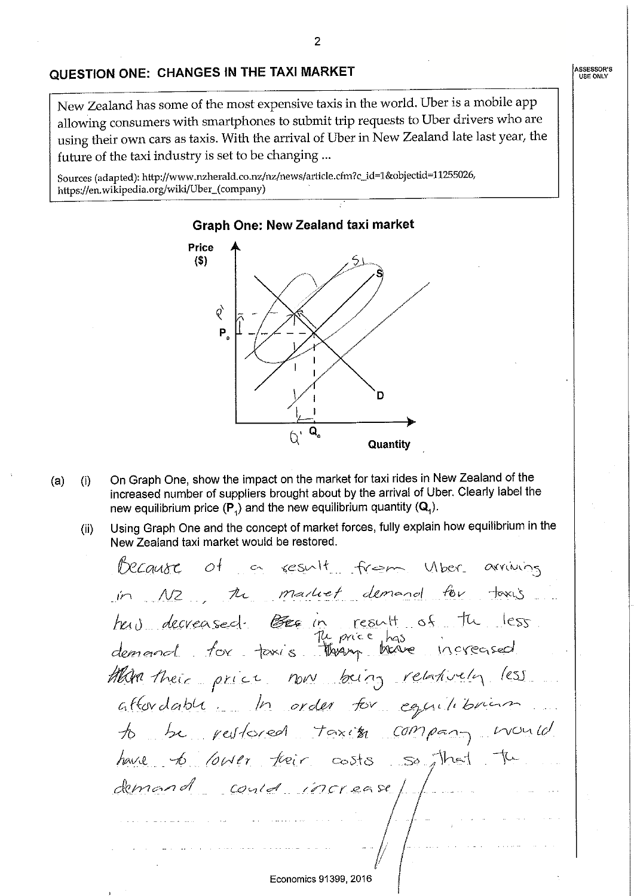## QUESTION ONE: CHANGES IN THE TAXI MARKET

ASSESSOR'S USE ONLY

New Zealand has some of the most expensive taxis in the world. Uber is a mobile app allowing consumers with smartphones to submit trip requests to Uber drivers who are using their own cars as taxis. With the arrival of Uber in New Zealand late last year, the future of the taxi industry is set to be changing ...

Sources (adapted): http://www.nzherald.co.nz/nz/news/article.cfm?c_id=1&objectid=11255026, https://en.wikipedia.org/wiki/Uber_(company)

**Graph One: New Zealand taxi market**

Price ($), P', $P_0$, S1, S, D, Q', $Q_0$, Quantity

(a) (i) On Graph One, show the impact on the market for taxi rides in New Zealand of the increased number of suppliers brought about by the arrival of Uber. Clearly label the new equilibrium price ($P_1$) and the new equilibrium quantity ($Q_1$).

(ii) Using Graph One and the concept of market forces, fully explain how equilibrium in the New Zealand taxi market would be restored.

Because of a result from Uber arriving in NZ, the market demand for taxi's has decreased. in result of the less demand for taxi's The price has increased their price now being relatively less affordable. In order for equilibrium to be restored taxi company would have to lower their costs so that the demand could increase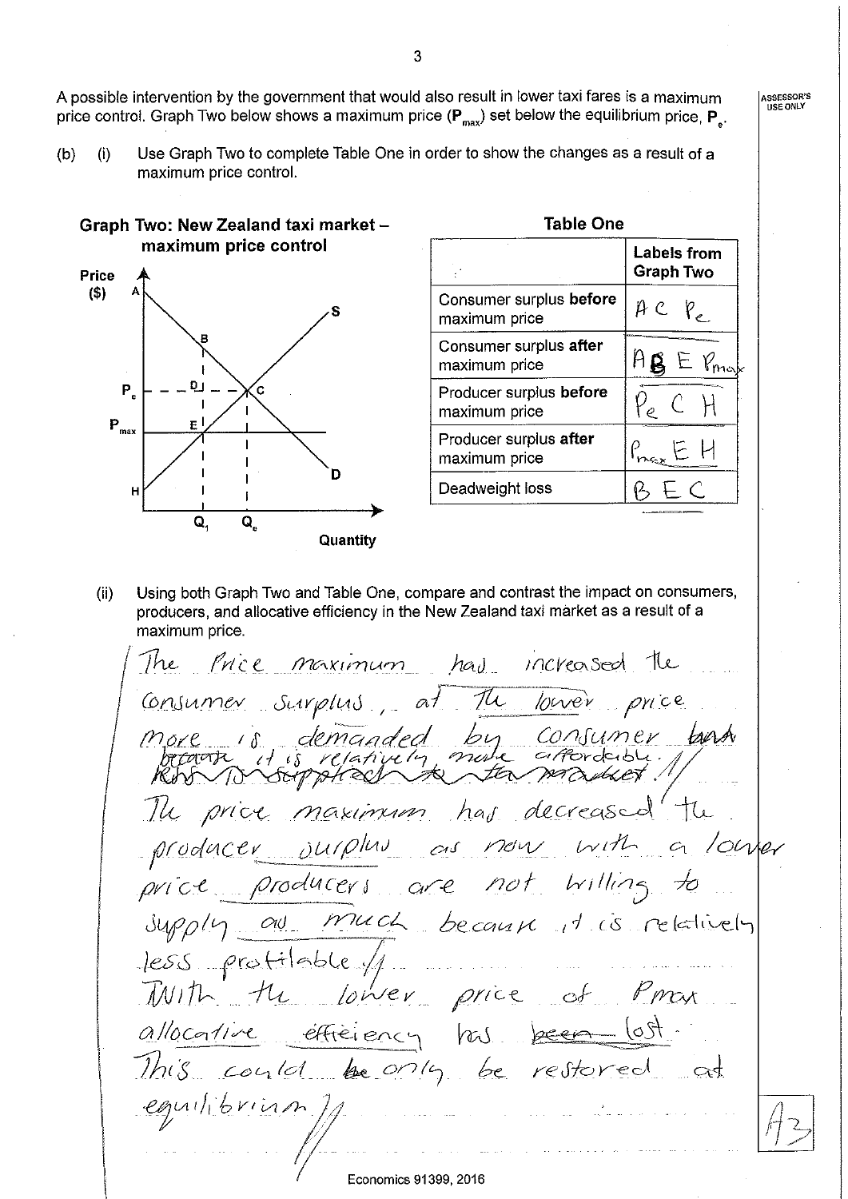A possible intervention by the government that would also result in lower taxi fares is a maximum price control. Graph Two below shows a maximum price ($P_{max}$) set below the equilibrium price, $P_e$.

(b) (i) Use Graph Two to complete Table One in order to show the changes as a result of a maximum price control.

**Graph Two: New Zealand taxi market – maximum price control**

**Table One**

| | Labels from Graph Two |
|---|---|
| Consumer surplus **before** maximum price | A C $P_e$ |
| Consumer surplus **after** maximum price | A B E $P_{max}$ |
| Producer surplus **before** maximum price | $P_e$ C H |
| Producer surplus **after** maximum price | $P_{max}$ E H |
| Deadweight loss | B E C |

(ii) Using both Graph Two and Table One, compare and contrast the impact on consumers, producers, and allocative efficiency in the New Zealand taxi market as a result of a maximum price.

The Price maximum has increased the Consumer Surplus, at the lower price more is demanded by consumer because it is relatively more affordable.

The price maximum has decreased the producer surplus as now with a lower price producers are not willing to supply as much because it is relatively less profitable.

With the lower price of Pmax allocative efficiency has lost. This could only be restored at equilibrium.

A3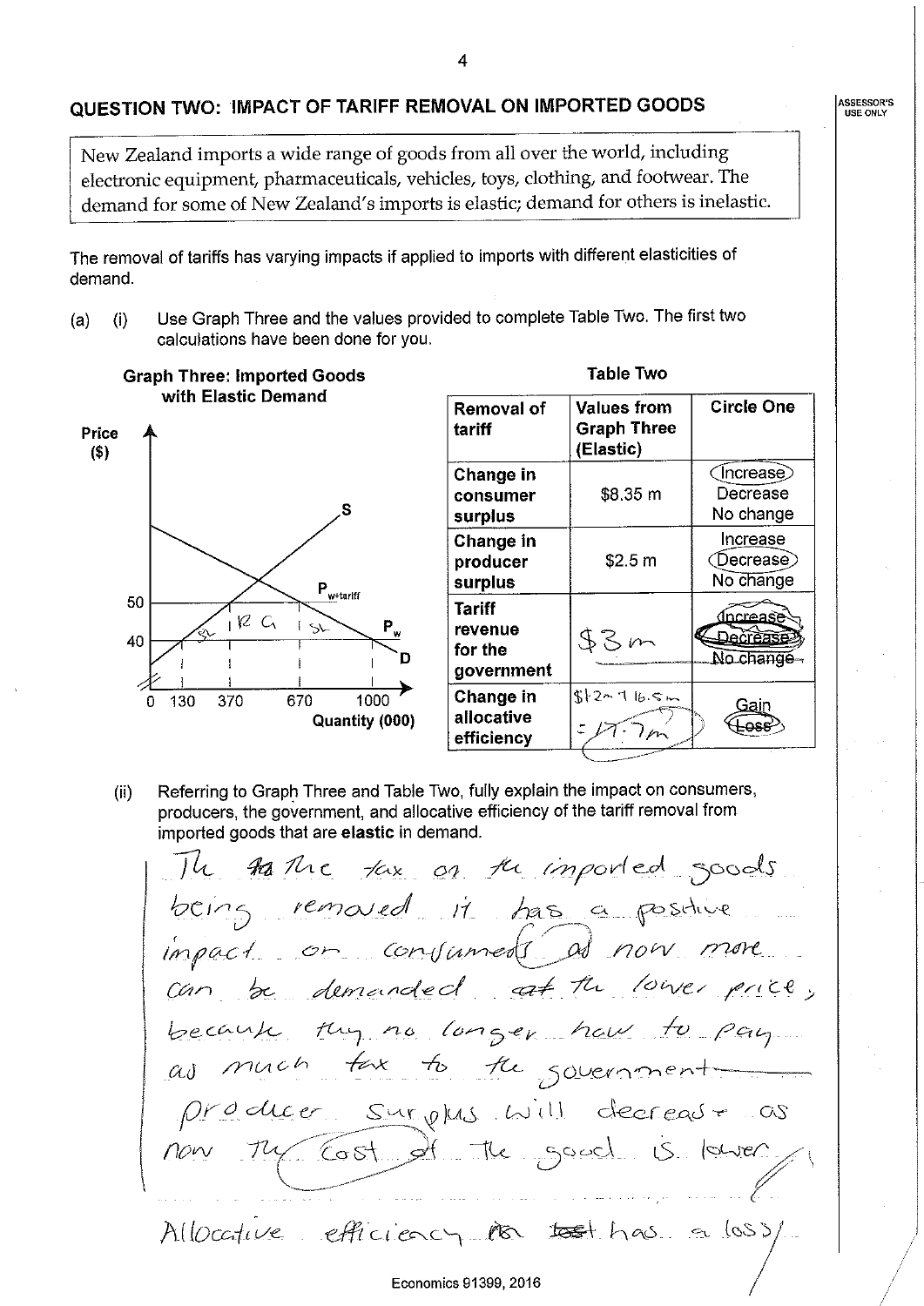## QUESTION TWO: IMPACT OF TARIFF REMOVAL ON IMPORTED GOODS

New Zealand imports a wide range of goods from all over the world, including electronic equipment, pharmaceuticals, vehicles, toys, clothing, and footwear. The demand for some of New Zealand's imports is elastic; demand for others is inelastic.

The removal of tariffs has varying impacts if applied to imports with different elasticities of demand.

(a) (i) Use Graph Three and the values provided to complete Table Two. The first two calculations have been done for you.

**Graph Three: Imported Goods with Elastic Demand**

Price ($) axis: 40, 50. Quantity (000) axis: 0, 130, 370, 670, 1000. Labels: S, D, $P_{w+tariff}$, $P_w$, "SL", "TR G", "SL".

**Table Two**

| Removal of tariff | Values from Graph Three (Elastic) | Circle One |
|---|---|---|
| Change in consumer surplus | $8.35 m | **Increase** / Decrease / No change |
| Change in producer surplus | $2.5 m | Increase / **Decrease** / No change |
| Tariff revenue for the government | $3m | ~~Increase~~ / **Decrease** / ~~No change~~ |
| Change in allocative efficiency | $1.2m + 16.5m = 17.7m | Gain / **Loss** |

(ii) Referring to Graph Three and Table Two, fully explain the impact on consumers, producers, the government, and allocative efficiency of the tariff removal from imported goods that are **elastic** in demand.

The ~~tax~~ the tax on the imported goods being removed it has a positive impact on consumers as now more can be demanded ~~at~~ at the lower price, because they no longer have to pay as much tax to the government.

Producer surplus will decrease as now the cost of the good is lower.

Allocative efficiency ~~has~~ ~~lost~~ has a loss/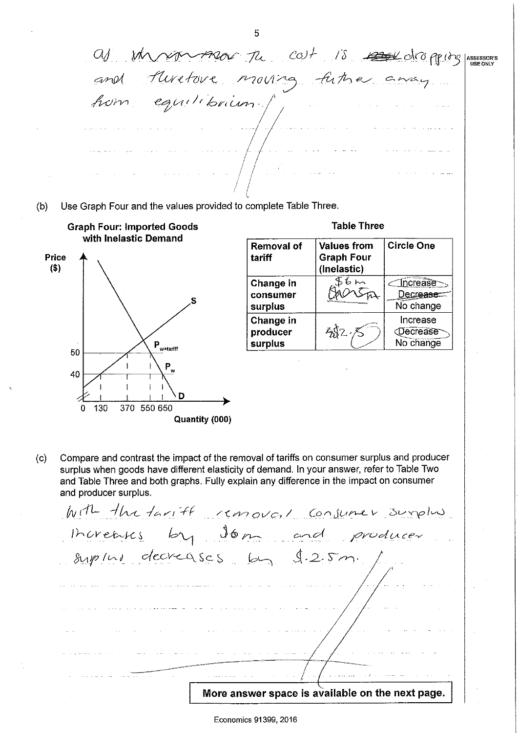as ~~demand~~ the cost is ~~rise~~ dropping and therefore moving further away from equilibrium.

(b) Use Graph Four and the values provided to complete Table Three.

**Graph Four: Imported Goods with Inelastic Demand**

Price ($) axis: 40, 50. Quantity (000) axis: 0, 130, 370, 550, 650. Labels: S, D, $P_{w+tariff}$, $P_w$.

**Table Three**

| Removal of tariff | Values from Graph Four (Inelastic) | Circle One |
|---|---|---|
| Change in consumer surplus | $6 m | **Increase** / ~~Decrease~~ / No change |
| Change in producer surplus | $2.5 | Increase / **Decrease** / No change |

(c) Compare and contrast the impact of the removal of tariffs on consumer surplus and producer surplus when goods have different elasticity of demand. In your answer, refer to Table Two and Table Three and both graphs. Fully explain any difference in the impact on consumer and producer surplus.

With the tariff removal consumer surplus increases by $6m and producer surplus decreases by $.2.5m.

**More answer space is available on the next page.**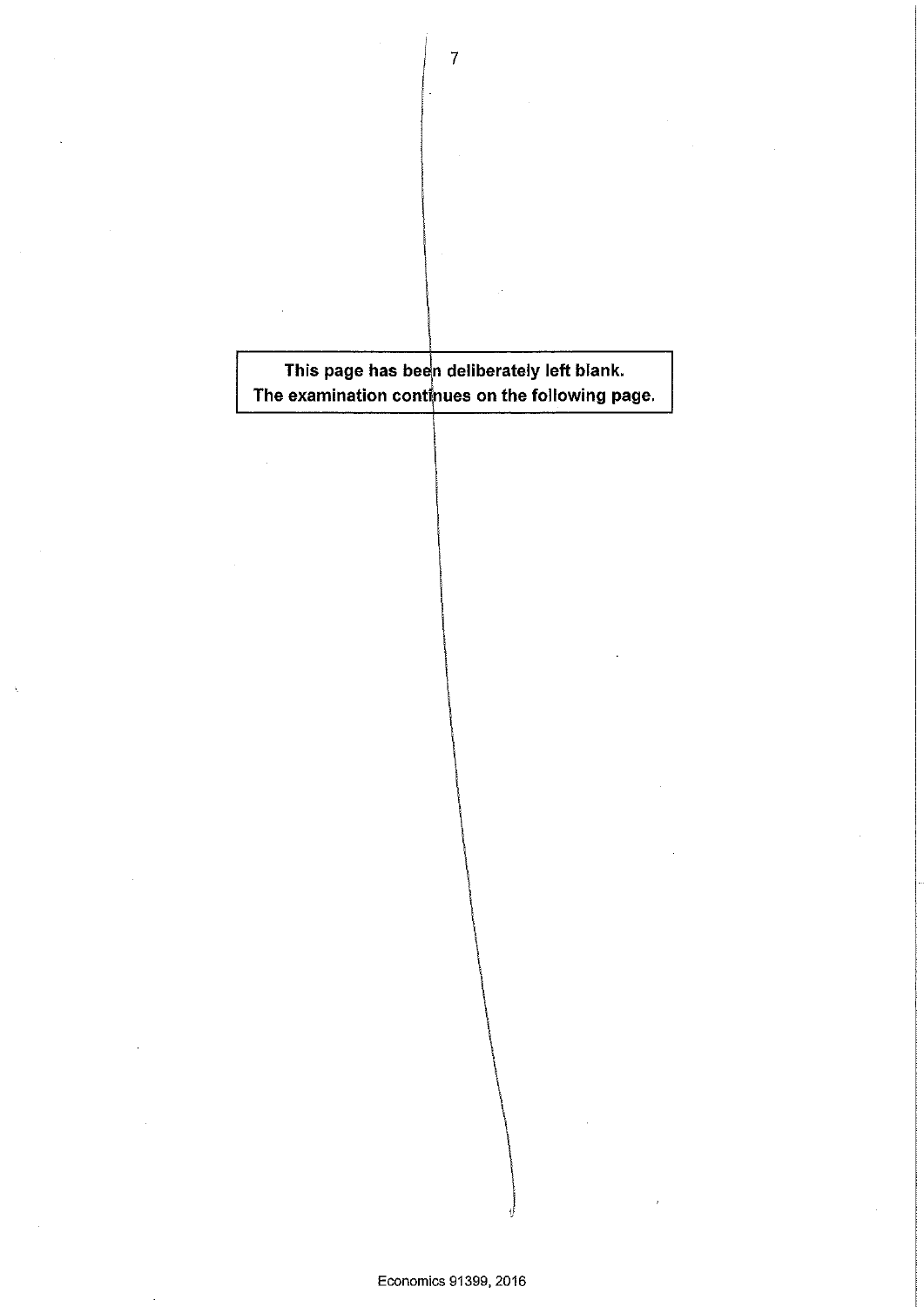This page has been deliberately left blank.
The examination continues on the following page.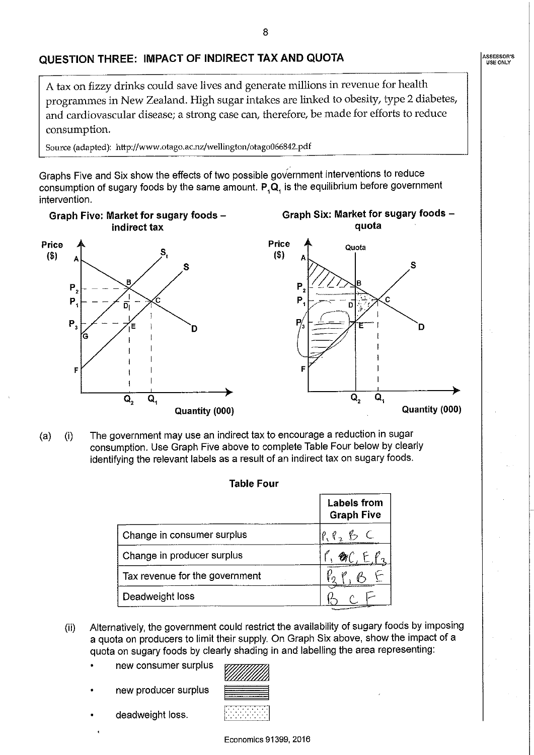## QUESTION THREE: IMPACT OF INDIRECT TAX AND QUOTA

A tax on fizzy drinks could save lives and generate millions in revenue for health programmes in New Zealand. High sugar intakes are linked to obesity, type 2 diabetes, and cardiovascular disease; a strong case can, therefore, be made for efforts to reduce consumption.

Source (adapted): http://www.otago.ac.nz/wellington/otago066842.pdf

Graphs Five and Six show the effects of two possible government interventions to reduce consumption of sugary foods by the same amount. $P_1Q_1$ is the equilibrium before government intervention.

**Graph Five: Market for sugary foods – indirect tax**

**Graph Six: Market for sugary foods – quota**

(a) (i) The government may use an indirect tax to encourage a reduction in sugar consumption. Use Graph Five above to complete Table Four below by clearly identifying the relevant labels as a result of an indirect tax on sugary foods.

**Table Four**

| | Labels from Graph Five |
|---|---|
| Change in consumer surplus | $P_1 P_2$ B C |
| Change in producer surplus | $P_1$ C, E, $P_3$ |
| Tax revenue for the government | $P_3 P_1$ B E |
| Deadweight loss | B C F |

(ii) Alternatively, the government could restrict the availability of sugary foods by imposing a quota on producers to limit their supply. On Graph Six above, show the impact of a quota on sugary foods by clearly shading in and labelling the area representing:

- new consumer surplus
- new producer surplus
- deadweight loss.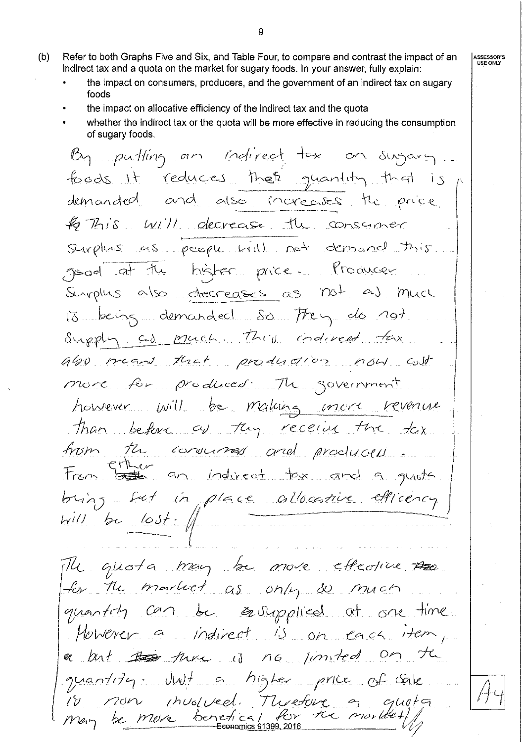(b) Refer to both Graphs Five and Six, and Table Four, to compare and contrast the impact of an indirect tax and a quota on the market for sugary foods. In your answer, fully explain:

- the impact on consumers, producers, and the government of an indirect tax on sugary foods
- the impact on allocative efficiency of the indirect tax and the quota
- whether the indirect tax or the quota will be more effective in reducing the consumption of sugary foods.

By putting an indirect tax on sugary foods it reduces the quantity that is demanded and also increases the price. This will decrease the consumer surplus as people will not demand this good at the higher price. Producer surplus also decreases as not as much is being demanded so they do not supply as much. This indirect tax also means that production now cost more for producer. The government however will be making more revenue than before as they receive the tax from the consumers and producers. From either an indirect tax and a quota being set in place allocative efficency will be lost.

The quota may be more effective for the market as only so much quantity can be supplied at one time. However a indirect is on each item, but there is no limited on the quantity. Just a higher price of sale is now involved. Therefore a quota may be more benefical for the market.

A4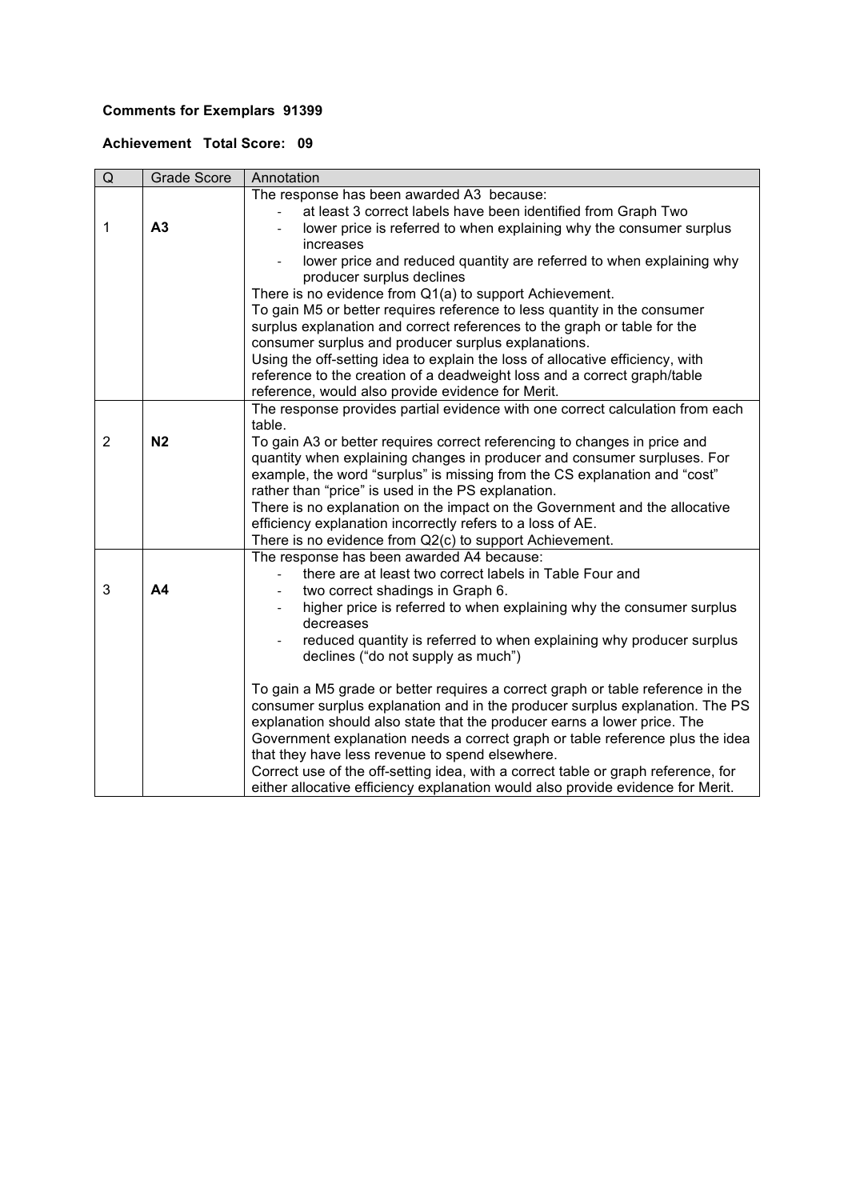**Comments for Exemplars 91399**

**Achievement Total Score: 09**

| Q | Grade Score | Annotation |
|---|---|---|
| 1 | **A3** | The response has been awarded A3 because:<br>- at least 3 correct labels have been identified from Graph Two<br>- lower price is referred to when explaining why the consumer surplus increases<br>- lower price and reduced quantity are referred to when explaining why producer surplus declines<br>There is no evidence from Q1(a) to support Achievement.<br>To gain M5 or better requires reference to less quantity in the consumer surplus explanation and correct references to the graph or table for the consumer surplus and producer surplus explanations.<br>Using the off-setting idea to explain the loss of allocative efficiency, with reference to the creation of a deadweight loss and a correct graph/table reference, would also provide evidence for Merit. |
| 2 | **N2** | The response provides partial evidence with one correct calculation from each table.<br>To gain A3 or better requires correct referencing to changes in price and quantity when explaining changes in producer and consumer surpluses. For example, the word "surplus" is missing from the CS explanation and "cost" rather than "price" is used in the PS explanation.<br>There is no explanation on the impact on the Government and the allocative efficiency explanation incorrectly refers to a loss of AE.<br>There is no evidence from Q2(c) to support Achievement. |
| 3 | **A4** | The response has been awarded A4 because:<br>- there are at least two correct labels in Table Four and<br>- two correct shadings in Graph 6.<br>- higher price is referred to when explaining why the consumer surplus decreases<br>- reduced quantity is referred to when explaining why producer surplus declines ("do not supply as much")<br><br>To gain a M5 grade or better requires a correct graph or table reference in the consumer surplus explanation and in the producer surplus explanation. The PS explanation should also state that the producer earns a lower price. The Government explanation needs a correct graph or table reference plus the idea that they have less revenue to spend elsewhere.<br>Correct use of the off-setting idea, with a correct table or graph reference, for either allocative efficiency explanation would also provide evidence for Merit. |